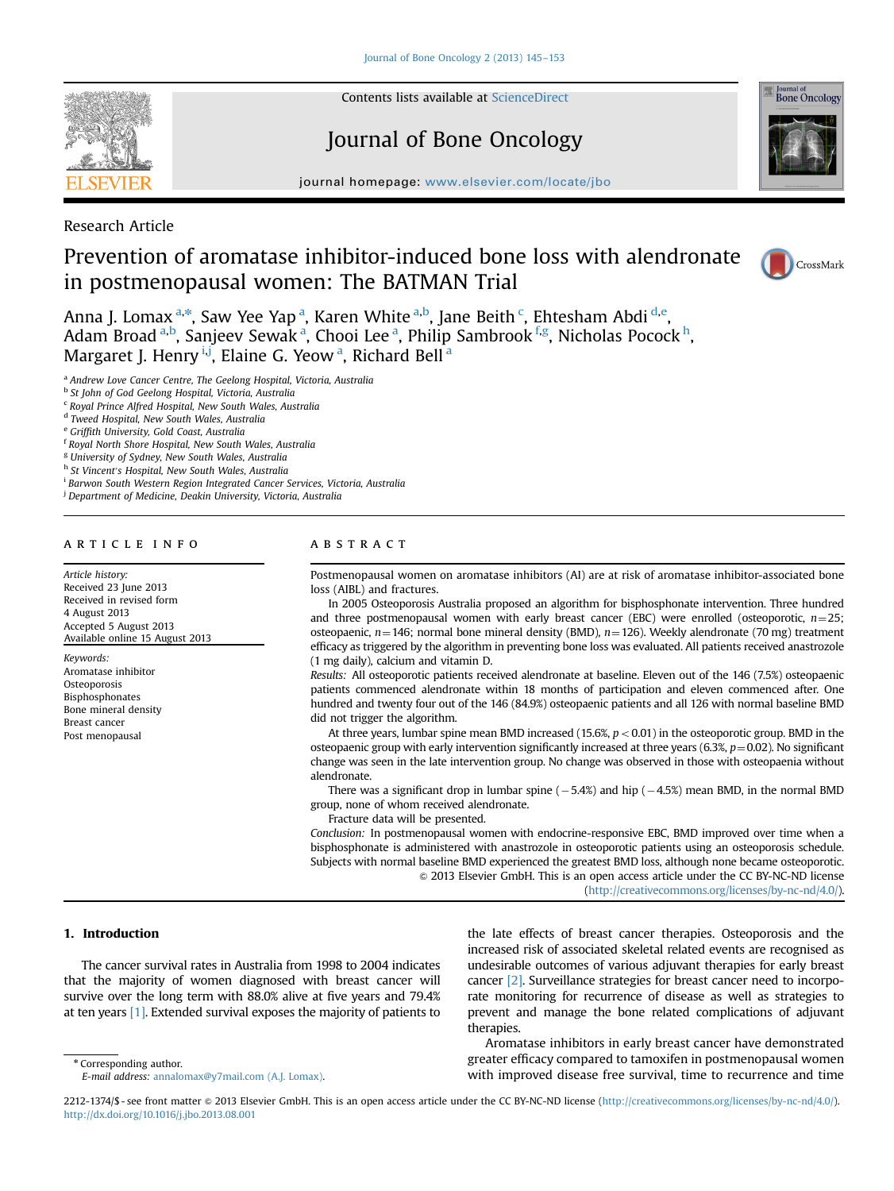Research Article

# Prevention of aromatase inhibitor-induced bone loss with alendronate in postmenopausal women: The BATMAN Trial

Anna J. Lomax [a,*], Saw Yee Yap [a], Karen White [a,b], Jane Beith [c], Ehtesham Abdi [d,e], Adam Broad [a,b], Sanjeev Sewak [a], Chooi Lee [a], Philip Sambrook [f,g], Nicholas Pocock [h], Margaret J. Henry [i,j], Elaine G. Yeow [a], Richard Bell [a]

[a] Andrew Love Cancer Centre, The Geelong Hospital, Victoria, Australia
[b] St John of God Geelong Hospital, Victoria, Australia
[c] Royal Prince Alfred Hospital, New South Wales, Australia
[d] Tweed Hospital, New South Wales, Australia
[e] Griffith University, Gold Coast, Australia
[f] Royal North Shore Hospital, New South Wales, Australia
[g] University of Sydney, New South Wales, Australia
[h] St Vincent's Hospital, New South Wales, Australia
[i] Barwon South Western Region Integrated Cancer Services, Victoria, Australia
[j] Department of Medicine, Deakin University, Victoria, Australia

## ARTICLE INFO

*Article history:*
Received 23 June 2013
Received in revised form 4 August 2013
Accepted 5 August 2013
Available online 15 August 2013

*Keywords:*
Aromatase inhibitor
Osteoporosis
Bisphosphonates
Bone mineral density
Breast cancer
Post menopausal

## ABSTRACT

Postmenopausal women on aromatase inhibitors (AI) are at risk of aromatase inhibitor-associated bone loss (AIBL) and fractures.

In 2005 Osteoporosis Australia proposed an algorithm for bisphosphonate intervention. Three hundred and three postmenopausal women with early breast cancer (EBC) were enrolled (osteoporotic, $n=25$; osteopaenic, $n=146$; normal bone mineral density (BMD), $n=126$). Weekly alendronate (70 mg) treatment efficacy as triggered by the algorithm in preventing bone loss was evaluated. All patients received anastrozole (1 mg daily), calcium and vitamin D.

*Results:* All osteoporotic patients received alendronate at baseline. Eleven out of the 146 (7.5%) osteopaenic patients commenced alendronate within 18 months of participation and eleven commenced after. One hundred and twenty four out of the 146 (84.9%) osteopaenic patients and all 126 with normal baseline BMD did not trigger the algorithm.

At three years, lumbar spine mean BMD increased (15.6%, $p<0.01$) in the osteoporotic group. BMD in the osteopaenic group with early intervention significantly increased at three years (6.3%, $p=0.02$). No significant change was seen in the late intervention group. No change was observed in those with osteopaenia without alendronate.

There was a significant drop in lumbar spine (−5.4%) and hip (−4.5%) mean BMD, in the normal BMD group, none of whom received alendronate.

Fracture data will be presented.

*Conclusion:* In postmenopausal women with endocrine-responsive EBC, BMD improved over time when a bisphosphonate is administered with anastrozole in osteoporotic patients using an osteoporosis schedule. Subjects with normal baseline BMD experienced the greatest BMD loss, although none became osteoporotic.

© 2013 Elsevier GmbH. This is an open access article under the CC BY-NC-ND license (http://creativecommons.org/licenses/by-nc-nd/4.0/).

## 1. Introduction

The cancer survival rates in Australia from 1998 to 2004 indicates that the majority of women diagnosed with breast cancer will survive over the long term with 88.0% alive at five years and 79.4% at ten years [1]. Extended survival exposes the majority of patients to the late effects of breast cancer therapies. Osteoporosis and the increased risk of associated skeletal related events are recognised as undesirable outcomes of various adjuvant therapies for early breast cancer [2]. Surveillance strategies for breast cancer need to incorporate monitoring for recurrence of disease as well as strategies to prevent and manage the bone related complications of adjuvant therapies.

Aromatase inhibitors in early breast cancer have demonstrated greater efficacy compared to tamoxifen in postmenopausal women with improved disease free survival, time to recurrence and time

\* Corresponding author.
*E-mail address:* annalomax@y7mail.com (A.J. Lomax).

2212-1374/$ - see front matter © 2013 Elsevier GmbH. This is an open access article under the CC BY-NC-ND license (http://creativecommons.org/licenses/by-nc-nd/4.0/).
http://dx.doi.org/10.1016/j.jbo.2013.08.001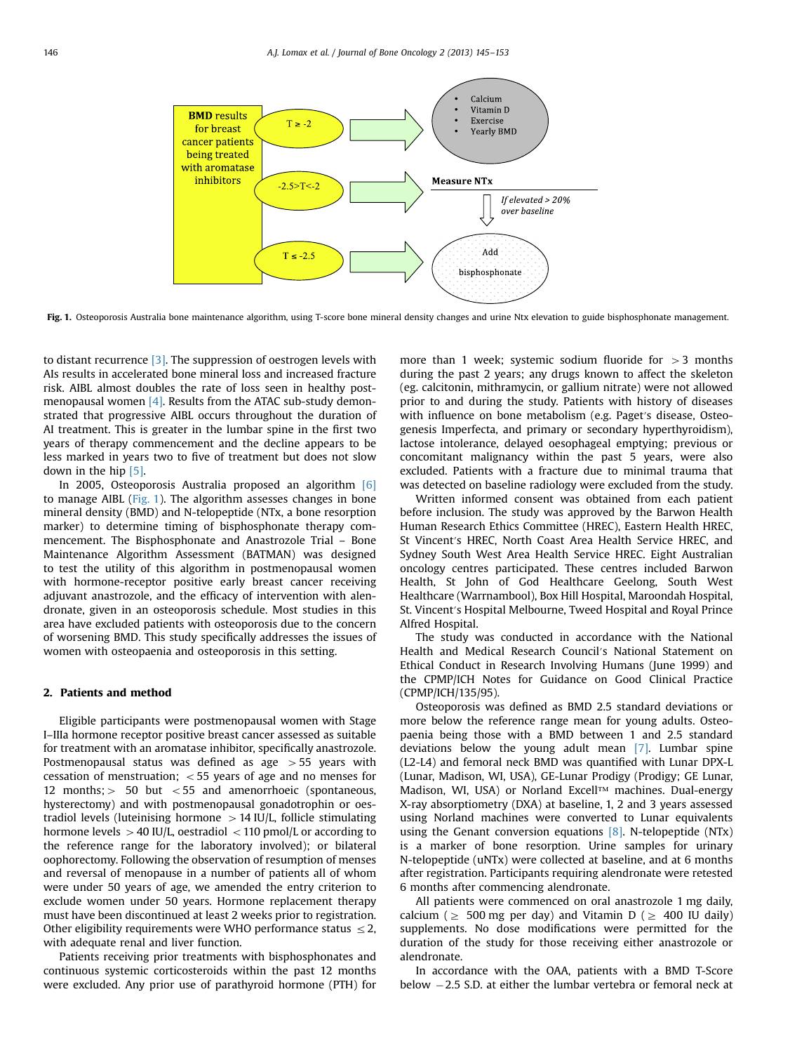**Fig. 1.** Osteoporosis Australia bone maintenance algorithm, using T-score bone mineral density changes and urine Ntx elevation to guide bisphosphonate management.

to distant recurrence [3]. The suppression of oestrogen levels with AIs results in accelerated bone mineral loss and increased fracture risk. AIBL almost doubles the rate of loss seen in healthy post-menopausal women [4]. Results from the ATAC sub-study demonstrated that progressive AIBL occurs throughout the duration of AI treatment. This is greater in the lumbar spine in the first two years of therapy commencement and the decline appears to be less marked in years two to five of treatment but does not slow down in the hip [5].

In 2005, Osteoporosis Australia proposed an algorithm [6] to manage AIBL (Fig. 1). The algorithm assesses changes in bone mineral density (BMD) and N-telopeptide (NTx, a bone resorption marker) to determine timing of bisphosphonate therapy commencement. The Bisphosphonate and Anastrozole Trial – Bone Maintenance Algorithm Assessment (BATMAN) was designed to test the utility of this algorithm in postmenopausal women with hormone-receptor positive early breast cancer receiving adjuvant anastrozole, and the efficacy of intervention with alendronate, given in an osteoporosis schedule. Most studies in this area have excluded patients with osteoporosis due to the concern of worsening BMD. This study specifically addresses the issues of women with osteopaenia and osteoporosis in this setting.

## 2. Patients and method

Eligible participants were postmenopausal women with Stage I–IIIa hormone receptor positive breast cancer assessed as suitable for treatment with an aromatase inhibitor, specifically anastrozole. Postmenopausal status was defined as age $>55$ years with cessation of menstruation; $<55$ years of age and no menses for 12 months; $>50$ but $<55$ and amenorrhoeic (spontaneous, hysterectomy) and with postmenopausal gonadotrophin or oestradiol levels (luteinising hormone $>14$ IU/L, follicle stimulating hormone levels $>40$ IU/L, oestradiol $<110$ pmol/L or according to the reference range for the laboratory involved); or bilateral oophorectomy. Following the observation of resumption of menses and reversal of menopause in a number of patients all of whom were under 50 years of age, we amended the entry criterion to exclude women under 50 years. Hormone replacement therapy must have been discontinued at least 2 weeks prior to registration. Other eligibility requirements were WHO performance status $\leq 2$, with adequate renal and liver function.

Patients receiving prior treatments with bisphosphonates and continuous systemic corticosteroids within the past 12 months were excluded. Any prior use of parathyroid hormone (PTH) for more than 1 week; systemic sodium fluoride for $>3$ months during the past 2 years; any drugs known to affect the skeleton (eg. calcitonin, mithramycin, or gallium nitrate) were not allowed prior to and during the study. Patients with history of diseases with influence on bone metabolism (e.g. Paget's disease, Osteogenesis Imperfecta, and primary or secondary hyperthyroidism), lactose intolerance, delayed oesophageal emptying; previous or concomitant malignancy within the past 5 years, were also excluded. Patients with a fracture due to minimal trauma that was detected on baseline radiology were excluded from the study.

Written informed consent was obtained from each patient before inclusion. The study was approved by the Barwon Health Human Research Ethics Committee (HREC), Eastern Health HREC, St Vincent's HREC, North Coast Area Health Service HREC, and Sydney South West Area Health Service HREC. Eight Australian oncology centres participated. These centres included Barwon Health, St John of God Healthcare Geelong, South West Healthcare (Warrnambool), Box Hill Hospital, Maroondah Hospital, St. Vincent's Hospital Melbourne, Tweed Hospital and Royal Prince Alfred Hospital.

The study was conducted in accordance with the National Health and Medical Research Council's National Statement on Ethical Conduct in Research Involving Humans (June 1999) and the CPMP/ICH Notes for Guidance on Good Clinical Practice (CPMP/ICH/135/95).

Osteoporosis was defined as BMD 2.5 standard deviations or more below the reference range mean for young adults. Osteopaenia being those with a BMD between 1 and 2.5 standard deviations below the young adult mean [7]. Lumbar spine (L2-L4) and femoral neck BMD was quantified with Lunar DPX-L (Lunar, Madison, WI, USA), GE-Lunar Prodigy (Prodigy; GE Lunar, Madison, WI, USA) or Norland Excell™ machines. Dual-energy X-ray absorptiometry (DXA) at baseline, 1, 2 and 3 years assessed using Norland machines were converted to Lunar equivalents using the Genant conversion equations [8]. N-telopeptide (NTx) is a marker of bone resorption. Urine samples for urinary N-telopeptide (uNTx) were collected at baseline, and at 6 months after registration. Participants requiring alendronate were retested 6 months after commencing alendronate.

All patients were commenced on oral anastrozole 1 mg daily, calcium ($\geq$ 500 mg per day) and Vitamin D ($\geq$ 400 IU daily) supplements. No dose modifications were permitted for the duration of the study for those receiving either anastrozole or alendronate.

In accordance with the OAA, patients with a BMD T-Score below $-2.5$ S.D. at either the lumbar vertebra or femoral neck at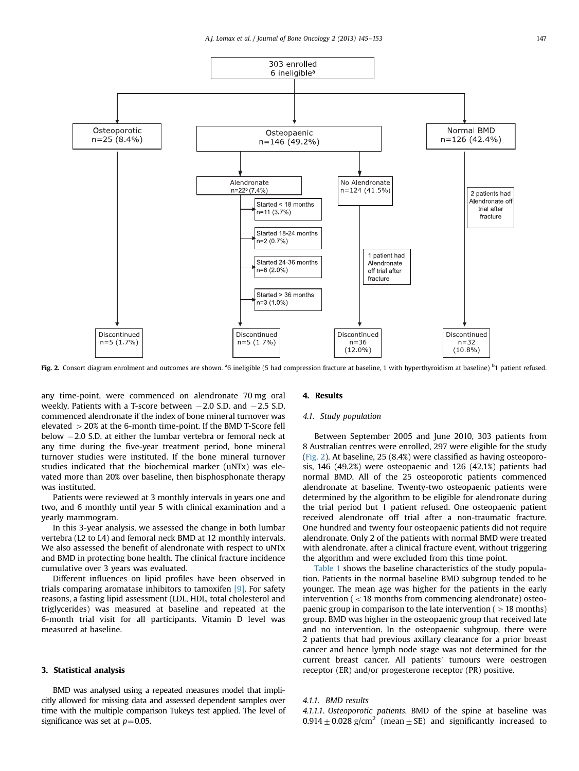**Fig. 2.** Consort diagram enrolment and outcomes are shown. [a]6 ineligible (5 had compression fracture at baseline, 1 with hyperthyroidism at baseline) [b]1 patient refused.

any time-point, were commenced on alendronate 70 mg oral weekly. Patients with a T-score between −2.0 S.D. and −2.5 S.D. commenced alendronate if the index of bone mineral turnover was elevated >20% at the 6-month time-point. If the BMD T-Score fell below −2.0 S.D. at either the lumbar vertebra or femoral neck at any time during the five-year treatment period, bone mineral turnover studies were instituted. If the bone mineral turnover studies indicated that the biochemical marker (uNTx) was elevated more than 20% over baseline, then bisphosphonate therapy was instituted.

Patients were reviewed at 3 monthly intervals in years one and two, and 6 monthly until year 5 with clinical examination and a yearly mammogram.

In this 3-year analysis, we assessed the change in both lumbar vertebra (L2 to L4) and femoral neck BMD at 12 monthly intervals. We also assessed the benefit of alendronate with respect to uNTx and BMD in protecting bone health. The clinical fracture incidence cumulative over 3 years was evaluated.

Different influences on lipid profiles have been observed in trials comparing aromatase inhibitors to tamoxifen [9]. For safety reasons, a fasting lipid assessment (LDL, HDL, total cholesterol and triglycerides) was measured at baseline and repeated at the 6-month trial visit for all participants. Vitamin D level was measured at baseline.

## 3. Statistical analysis

BMD was analysed using a repeated measures model that implicitly allowed for missing data and assessed dependent samples over time with the multiple comparison Tukeys test applied. The level of significance was set at $p=0.05$.

## 4. Results

### 4.1. Study population

Between September 2005 and June 2010, 303 patients from 8 Australian centres were enrolled, 297 were eligible for the study (Fig. 2). At baseline, 25 (8.4%) were classified as having osteoporosis, 146 (49.2%) were osteopaenic and 126 (42.1%) patients had normal BMD. All of the 25 osteoporotic patients commenced alendronate at baseline. Twenty-two osteopaenic patients were determined by the algorithm to be eligible for alendronate during the trial period but 1 patient refused. One osteopaenic patient received alendronate off trial after a non-traumatic fracture. One hundred and twenty four osteopaenic patients did not require alendronate. Only 2 of the patients with normal BMD were treated with alendronate, after a clinical fracture event, without triggering the algorithm and were excluded from this time point.

Table 1 shows the baseline characteristics of the study population. Patients in the normal baseline BMD subgroup tended to be younger. The mean age was higher for the patients in the early intervention (<18 months from commencing alendronate) osteopaenic group in comparison to the late intervention ($\geq$18 months) group. BMD was higher in the osteopaenic group that received late and no intervention. In the osteopaenic subgroup, there were 2 patients that had previous axillary clearance for a prior breast cancer and hence lymph node stage was not determined for the current breast cancer. All patients′ tumours were oestrogen receptor (ER) and/or progesterone receptor (PR) positive.

#### 4.1.1. BMD results

*4.1.1.1. Osteoporotic patients.* BMD of the spine at baseline was $0.914 \pm 0.028$ g/cm$^2$ (mean ± SE) and significantly increased to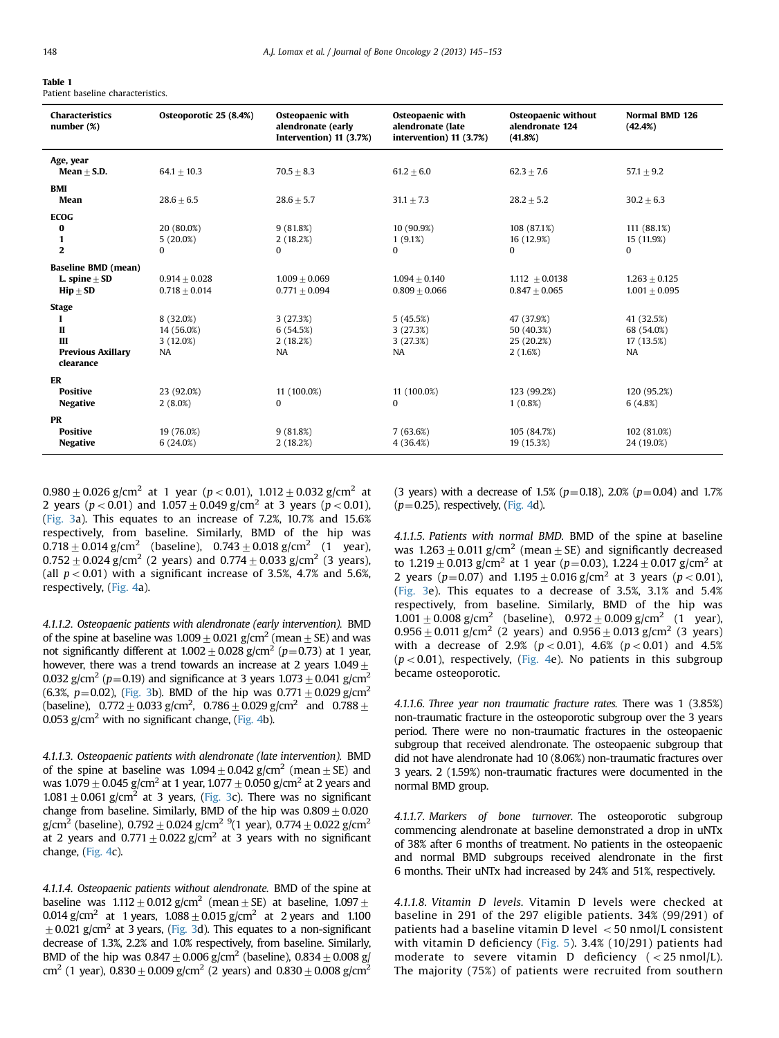**Table 1**
Patient baseline characteristics.

| Characteristics number (%) | Osteoporotic 25 (8.4%) | Osteopaenic with alendronate (early Intervention) 11 (3.7%) | Osteopaenic with alendronate (late intervention) 11 (3.7%) | Osteopaenic without alendronate 124 (41.8%) | Normal BMD 126 (42.4%) |
|---|---|---|---|---|---|
| **Age, year** | | | | | |
| **Mean ± S.D.** | 64.1 ± 10.3 | 70.5 ± 8.3 | 61.2 ± 6.0 | 62.3 ± 7.6 | 57.1 ± 9.2 |
| **BMI** | | | | | |
| **Mean** | 28.6 ± 6.5 | 28.6 ± 5.7 | 31.1 ± 7.3 | 28.2 ± 5.2 | 30.2 ± 6.3 |
| **ECOG** | | | | | |
| **0** | 20 (80.0%) | 9 (81.8%) | 10 (90.9%) | 108 (87.1%) | 111 (88.1%) |
| **1** | 5 (20.0%) | 2 (18.2%) | 1 (9.1%) | 16 (12.9%) | 15 (11.9%) |
| **2** | 0 | 0 | 0 | 0 | 0 |
| **Baseline BMD (mean)** | | | | | |
| **L. spine ± SD** | 0.914 ± 0.028 | 1.009 ± 0.069 | 1.094 ± 0.140 | 1.112 ± 0.0138 | 1.263 ± 0.125 |
| **Hip ± SD** | 0.718 ± 0.014 | 0.771 ± 0.094 | 0.809 ± 0.066 | 0.847 ± 0.065 | 1.001 ± 0.095 |
| **Stage** | | | | | |
| **I** | 8 (32.0%) | 3 (27.3%) | 5 (45.5%) | 47 (37.9%) | 41 (32.5%) |
| **II** | 14 (56.0%) | 6 (54.5%) | 3 (27.3%) | 50 (40.3%) | 68 (54.0%) |
| **III** | 3 (12.0%) | 2 (18.2%) | 3 (27.3%) | 25 (20.2%) | 17 (13.5%) |
| **Previous Axillary clearance** | NA | NA | NA | 2 (1.6%) | NA |
| **ER** | | | | | |
| **Positive** | 23 (92.0%) | 11 (100.0%) | 11 (100.0%) | 123 (99.2%) | 120 (95.2%) |
| **Negative** | 2 (8.0%) | 0 | 0 | 1 (0.8%) | 6 (4.8%) |
| **PR** | | | | | |
| **Positive** | 19 (76.0%) | 9 (81.8%) | 7 (63.6%) | 105 (84.7%) | 102 (81.0%) |
| **Negative** | 6 (24.0%) | 2 (18.2%) | 4 (36.4%) | 19 (15.3%) | 24 (19.0%) |

$0.980 \pm 0.026$ g/cm$^2$ at 1 year ($p < 0.01$), $1.012 \pm 0.032$ g/cm$^2$ at 2 years ($p < 0.01$) and $1.057 \pm 0.049$ g/cm$^2$ at 3 years ($p < 0.01$), (Fig. 3a). This equates to an increase of 7.2%, 10.7% and 15.6% respectively, from baseline. Similarly, BMD of the hip was $0.718 \pm 0.014$ g/cm$^2$ (baseline), $0.743 \pm 0.018$ g/cm$^2$ (1 year), $0.752 \pm 0.024$ g/cm$^2$ (2 years) and $0.774 \pm 0.033$ g/cm$^2$ (3 years), (all $p < 0.01$) with a significant increase of 3.5%, 4.7% and 5.6%, respectively, (Fig. 4a).

*4.1.1.2. Osteopaenic patients with alendronate (early intervention).* BMD of the spine at baseline was $1.009 \pm 0.021$ g/cm$^2$ (mean ± SE) and was not significantly different at $1.002 \pm 0.028$ g/cm$^2$ ($p = 0.73$) at 1 year, however, there was a trend towards an increase at 2 years $1.049 \pm 0.032$ g/cm$^2$ ($p = 0.19$) and significance at 3 years $1.073 \pm 0.041$ g/cm$^2$ (6.3%, $p = 0.02$), (Fig. 3b). BMD of the hip was $0.771 \pm 0.029$ g/cm$^2$ (baseline), $0.772 \pm 0.033$ g/cm$^2$, $0.786 \pm 0.029$ g/cm$^2$ and $0.788 \pm 0.053$ g/cm$^2$ with no significant change, (Fig. 4b).

*4.1.1.3. Osteopaenic patients with alendronate (late intervention).* BMD of the spine at baseline was $1.094 \pm 0.042$ g/cm$^2$ (mean ± SE) and was $1.079 \pm 0.045$ g/cm$^2$ at 1 year, $1.077 \pm 0.050$ g/cm$^2$ at 2 years and $1.081 \pm 0.061$ g/cm$^2$ at 3 years, (Fig. 3c). There was no significant change from baseline. Similarly, BMD of the hip was $0.809 \pm 0.020$ g/cm$^2$ (baseline), $0.792 \pm 0.024$ g/cm$^2$ [9](1 year), $0.774 \pm 0.022$ g/cm$^2$ at 2 years and $0.771 \pm 0.022$ g/cm$^2$ at 3 years with no significant change, (Fig. 4c).

*4.1.1.4. Osteopaenic patients without alendronate.* BMD of the spine at baseline was $1.112 \pm 0.012$ g/cm$^2$ (mean ± SE) at baseline, $1.097 \pm 0.014$ g/cm$^2$ at 1 years, $1.088 \pm 0.015$ g/cm$^2$ at 2 years and $1.100 \pm 0.021$ g/cm$^2$ at 3 years, (Fig. 3d). This equates to a non-significant decrease of 1.3%, 2.2% and 1.0% respectively, from baseline. Similarly, BMD of the hip was $0.847 \pm 0.006$ g/cm$^2$ (baseline), $0.834 \pm 0.008$ g/cm$^2$ (1 year), $0.830 \pm 0.009$ g/cm$^2$ (2 years) and $0.830 \pm 0.008$ g/cm$^2$ (3 years) with a decrease of 1.5% ($p = 0.18$), 2.0% ($p = 0.04$) and 1.7% ($p = 0.25$), respectively, (Fig. 4d).

*4.1.1.5. Patients with normal BMD.* BMD of the spine at baseline was $1.263 \pm 0.011$ g/cm$^2$ (mean ± SE) and significantly decreased to $1.219 \pm 0.013$ g/cm$^2$ at 1 year ($p = 0.03$), $1.224 \pm 0.017$ g/cm$^2$ at 2 years ($p = 0.07$) and $1.195 \pm 0.016$ g/cm$^2$ at 3 years ($p < 0.01$), (Fig. 3e). This equates to a decrease of 3.5%, 3.1% and 5.4% respectively, from baseline. Similarly, BMD of the hip was $1.001 \pm 0.008$ g/cm$^2$ (baseline), $0.972 \pm 0.009$ g/cm$^2$ (1 year), $0.956 \pm 0.011$ g/cm$^2$ (2 years) and $0.956 \pm 0.013$ g/cm$^2$ (3 years) with a decrease of 2.9% ($p < 0.01$), 4.6% ($p < 0.01$) and 4.5% ($p < 0.01$), respectively, (Fig. 4e). No patients in this subgroup became osteoporotic.

*4.1.1.6. Three year non traumatic fracture rates.* There was 1 (3.85%) non-traumatic fracture in the osteoporotic subgroup over the 3 years period. There were no non-traumatic fractures in the osteopaenic subgroup that received alendronate. The osteopaenic subgroup that did not have alendronate had 10 (8.06%) non-traumatic fractures over 3 years. 2 (1.59%) non-traumatic fractures were documented in the normal BMD group.

*4.1.1.7. Markers of bone turnover.* The osteoporotic subgroup commencing alendronate at baseline demonstrated a drop in uNTx of 38% after 6 months of treatment. No patients in the osteopaenic and normal BMD subgroups received alendronate in the first 6 months. Their uNTx had increased by 24% and 51%, respectively.

*4.1.1.8. Vitamin D levels.* Vitamin D levels were checked at baseline in 291 of the 297 eligible patients. 34% (99/291) of patients had a baseline vitamin D level < 50 nmol/L consistent with vitamin D deficiency (Fig. 5). 3.4% (10/291) patients had moderate to severe vitamin D deficiency (< 25 nmol/L). The majority (75%) of patients were recruited from southern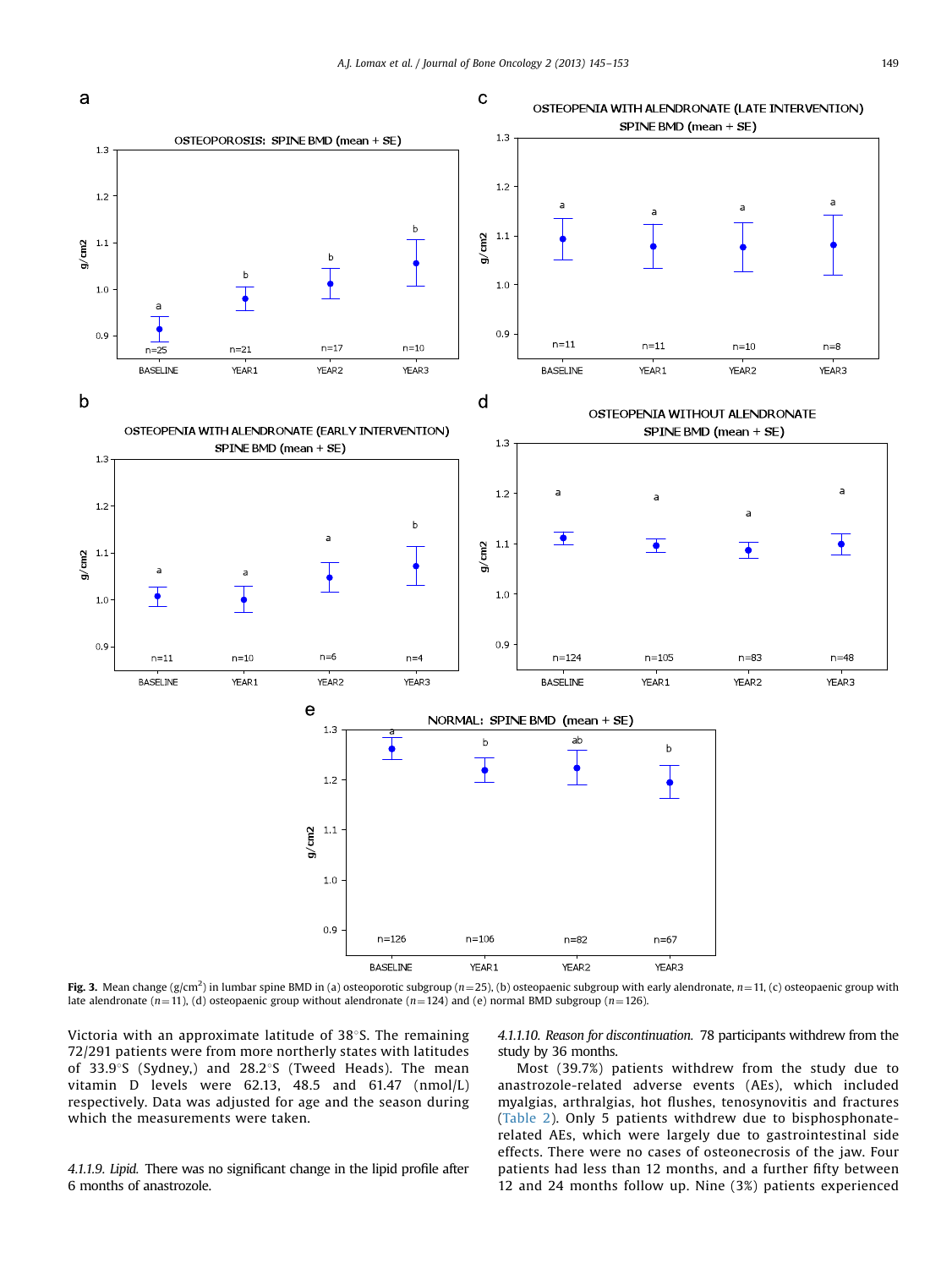Fig. 3. Mean change (g/cm$^2$) in lumbar spine BMD in (a) osteoporotic subgroup ($n=25$), (b) osteopaenic subgroup with early alendronate, $n=11$, (c) osteopaenic group with late alendronate ($n=11$), (d) osteopaenic group without alendronate ($n=124$) and (e) normal BMD subgroup ($n=126$).

Victoria with an approximate latitude of 38°S. The remaining 72/291 patients were from more northerly states with latitudes of 33.9°S (Sydney,) and 28.2°S (Tweed Heads). The mean vitamin D levels were 62.13, 48.5 and 61.47 (nmol/L) respectively. Data was adjusted for age and the season during which the measurements were taken.

*4.1.1.9. Lipid.* There was no significant change in the lipid profile after 6 months of anastrozole.

*4.1.1.10. Reason for discontinuation.* 78 participants withdrew from the study by 36 months.

Most (39.7%) patients withdrew from the study due to anastrozole-related adverse events (AEs), which included myalgias, arthralgias, hot flushes, tenosynovitis and fractures (Table 2). Only 5 patients withdrew due to bisphosphonate-related AEs, which were largely due to gastrointestinal side effects. There were no cases of osteonecrosis of the jaw. Four patients had less than 12 months, and a further fifty between 12 and 24 months follow up. Nine (3%) patients experienced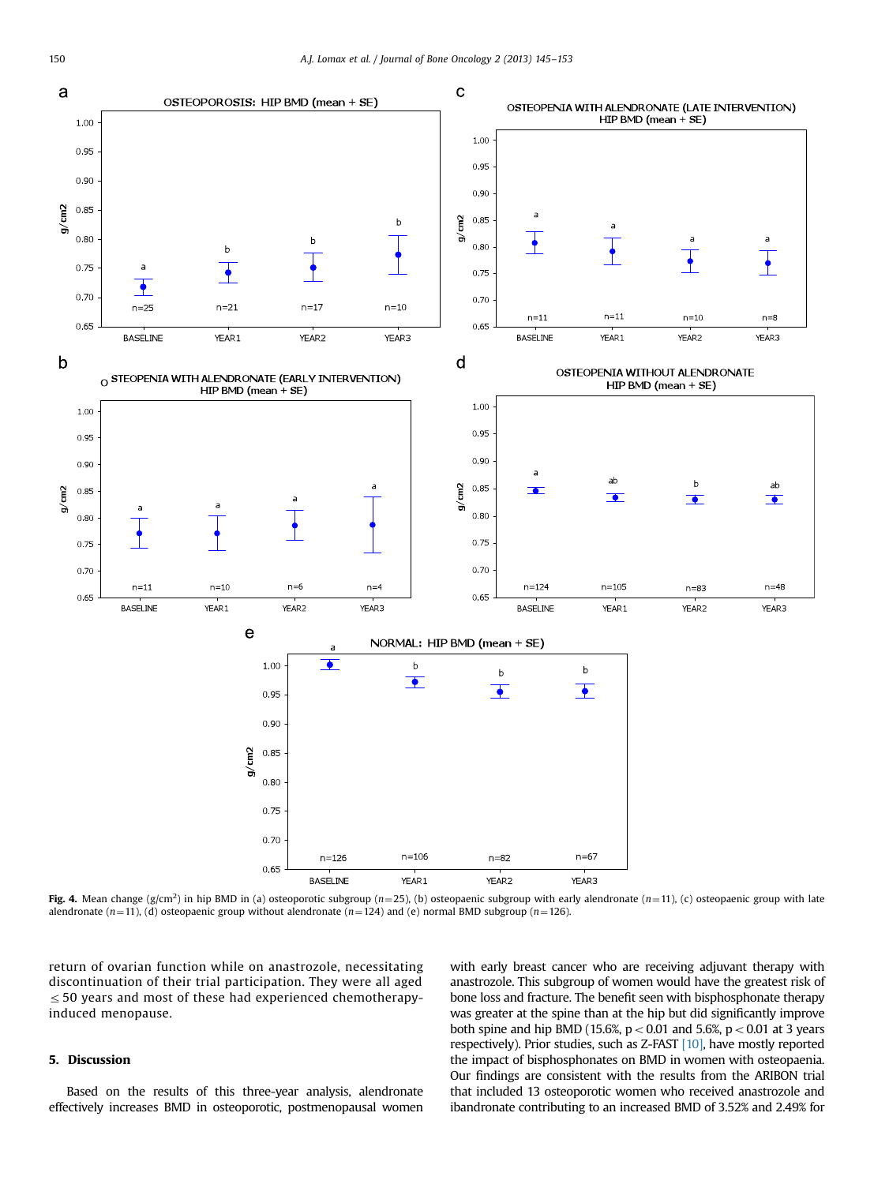**Fig. 4.** Mean change (g/cm$^2$) in hip BMD in (a) osteoporotic subgroup ($n=25$), (b) osteopaenic subgroup with early alendronate ($n=11$), (c) osteopaenic group with late alendronate ($n=11$), (d) osteopaenic group without alendronate ($n=124$) and (e) normal BMD subgroup ($n=126$).

return of ovarian function while on anastrozole, necessitating discontinuation of their trial participation. They were all aged ≤ 50 years and most of these had experienced chemotherapy-induced menopause.

## 5. Discussion

Based on the results of this three-year analysis, alendronate effectively increases BMD in osteoporotic, postmenopausal women with early breast cancer who are receiving adjuvant therapy with anastrozole. This subgroup of women would have the greatest risk of bone loss and fracture. The benefit seen with bisphosphonate therapy was greater at the spine than at the hip but did significantly improve both spine and hip BMD (15.6%, $p<0.01$ and 5.6%, $p<0.01$ at 3 years respectively). Prior studies, such as Z-FAST [10], have mostly reported the impact of bisphosphonates on BMD in women with osteopaenia. Our findings are consistent with the results from the ARIBON trial that included 13 osteoporotic women who received anastrozole and ibandronate contributing to an increased BMD of 3.52% and 2.49% for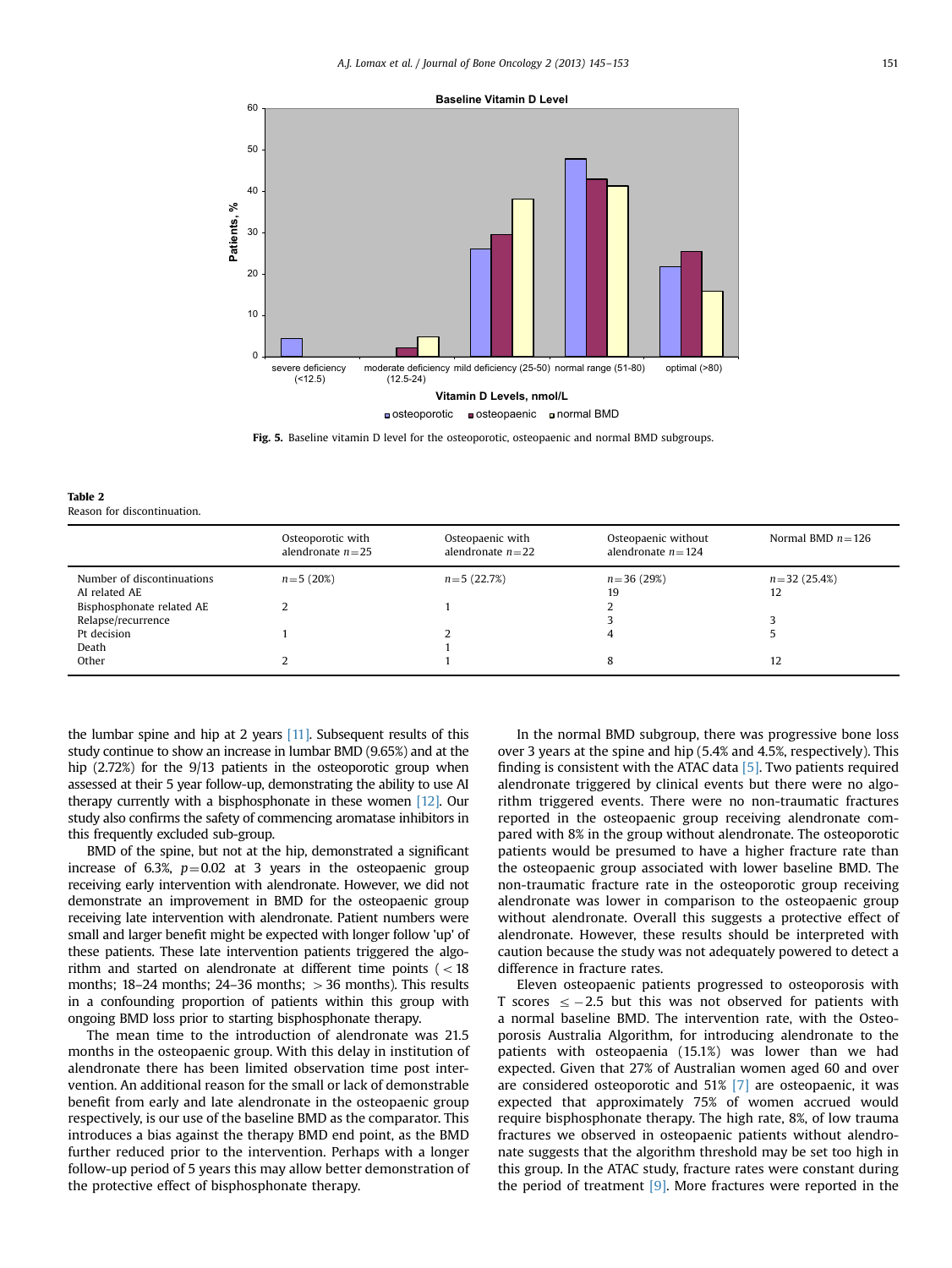Fig. 5. Baseline vitamin D level for the osteoporotic, osteopaenic and normal BMD subgroups.

**Table 2**
Reason for discontinuation.

| | Osteoporotic with alendronate $n=25$ | Osteopaenic with alendronate $n=22$ | Osteopaenic without alendronate $n=124$ | Normal BMD $n=126$ |
|---|---|---|---|---|
| Number of discontinuations | $n=5$ (20%) | $n=5$ (22.7%) | $n=36$ (29%) | $n=32$ (25.4%) |
| AI related AE | | | 19 | 12 |
| Bisphosphonate related AE | 2 | 1 | 2 | |
| Relapse/recurrence | | | 3 | 3 |
| Pt decision | 1 | 2 | 4 | 5 |
| Death | | 1 | | |
| Other | 2 | 1 | 8 | 12 |

the lumbar spine and hip at 2 years [11]. Subsequent results of this study continue to show an increase in lumbar BMD (9.65%) and at the hip (2.72%) for the 9/13 patients in the osteoporotic group when assessed at their 5 year follow-up, demonstrating the ability to use AI therapy currently with a bisphosphonate in these women [12]. Our study also confirms the safety of commencing aromatase inhibitors in this frequently excluded sub-group.

BMD of the spine, but not at the hip, demonstrated a significant increase of 6.3%, $p=0.02$ at 3 years in the osteopaenic group receiving early intervention with alendronate. However, we did not demonstrate an improvement in BMD for the osteopaenic group receiving late intervention with alendronate. Patient numbers were small and larger benefit might be expected with longer follow 'up' of these patients. These late intervention patients triggered the algorithm and started on alendronate at different time points ($<18$ months; 18–24 months; 24–36 months; $>36$ months). This results in a confounding proportion of patients within this group with ongoing BMD loss prior to starting bisphosphonate therapy.

The mean time to the introduction of alendronate was 21.5 months in the osteopaenic group. With this delay in institution of alendronate there has been limited observation time post intervention. An additional reason for the small or lack of demonstrable benefit from early and late alendronate in the osteopaenic group respectively, is our use of the baseline BMD as the comparator. This introduces a bias against the therapy BMD end point, as the BMD further reduced prior to the intervention. Perhaps with a longer follow-up period of 5 years this may allow better demonstration of the protective effect of bisphosphonate therapy.

In the normal BMD subgroup, there was progressive bone loss over 3 years at the spine and hip (5.4% and 4.5%, respectively). This finding is consistent with the ATAC data [5]. Two patients required alendronate triggered by clinical events but there were no algorithm triggered events. There were no non-traumatic fractures reported in the osteopaenic group receiving alendronate compared with 8% in the group without alendronate. The osteoporotic patients would be presumed to have a higher fracture rate than the osteopaenic group associated with lower baseline BMD. The non-traumatic fracture rate in the osteoporotic group receiving alendronate was lower in comparison to the osteopaenic group without alendronate. Overall this suggests a protective effect of alendronate. However, these results should be interpreted with caution because the study was not adequately powered to detect a difference in fracture rates.

Eleven osteopaenic patients progressed to osteoporosis with T scores $\leq -2.5$ but this was not observed for patients with a normal baseline BMD. The intervention rate, with the Osteoporosis Australia Algorithm, for introducing alendronate to the patients with osteopaenia (15.1%) was lower than we had expected. Given that 27% of Australian women aged 60 and over are considered osteoporotic and 51% [7] are osteopaenic, it was expected that approximately 75% of women accrued would require bisphosphonate therapy. The high rate, 8%, of low trauma fractures we observed in osteopaenic patients without alendronate suggests that the algorithm threshold may be set too high in this group. In the ATAC study, fracture rates were constant during the period of treatment [9]. More fractures were reported in the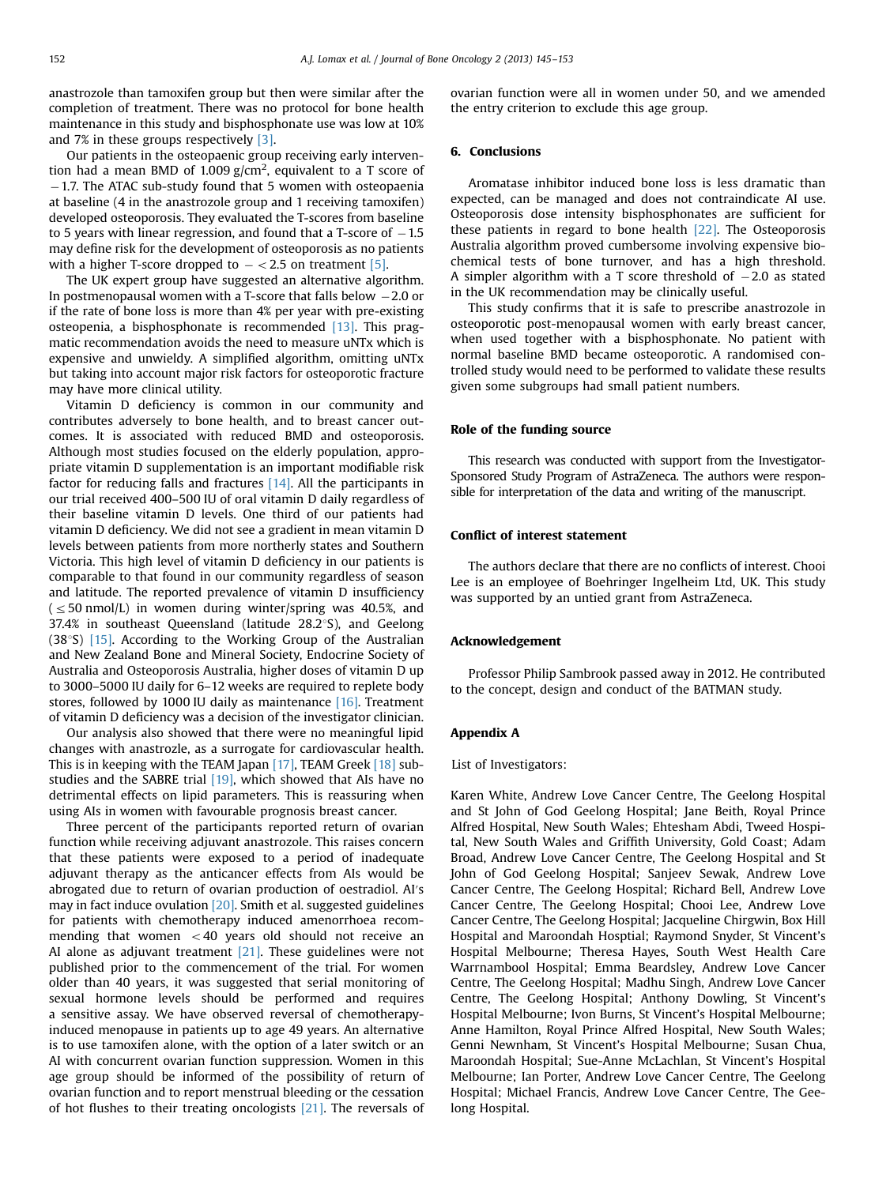anastrozole than tamoxifen group but then were similar after the completion of treatment. There was no protocol for bone health maintenance in this study and bisphosphonate use was low at 10% and 7% in these groups respectively [3].

Our patients in the osteopaenic group receiving early intervention had a mean BMD of 1.009 g/cm$^2$, equivalent to a T score of −1.7. The ATAC sub-study found that 5 women with osteopaenia at baseline (4 in the anastrozole group and 1 receiving tamoxifen) developed osteoporosis. They evaluated the T-scores from baseline to 5 years with linear regression, and found that a T-score of −1.5 may define risk for the development of osteoporosis as no patients with a higher T-score dropped to −<2.5 on treatment [5].

The UK expert group have suggested an alternative algorithm. In postmenopausal women with a T-score that falls below −2.0 or if the rate of bone loss is more than 4% per year with pre-existing osteopenia, a bisphosphonate is recommended [13]. This pragmatic recommendation avoids the need to measure uNTx which is expensive and unwieldy. A simplified algorithm, omitting uNTx but taking into account major risk factors for osteoporotic fracture may have more clinical utility.

Vitamin D deficiency is common in our community and contributes adversely to bone health, and to breast cancer outcomes. It is associated with reduced BMD and osteoporosis. Although most studies focused on the elderly population, appropriate vitamin D supplementation is an important modifiable risk factor for reducing falls and fractures [14]. All the participants in our trial received 400–500 IU of oral vitamin D daily regardless of their baseline vitamin D levels. One third of our patients had vitamin D deficiency. We did not see a gradient in mean vitamin D levels between patients from more northerly states and Southern Victoria. This high level of vitamin D deficiency in our patients is comparable to that found in our community regardless of season and latitude. The reported prevalence of vitamin D insufficiency (≤50 nmol/L) in women during winter/spring was 40.5%, and 37.4% in southeast Queensland (latitude 28.2°S), and Geelong (38°S) [15]. According to the Working Group of the Australian and New Zealand Bone and Mineral Society, Endocrine Society of Australia and Osteoporosis Australia, higher doses of vitamin D up to 3000–5000 IU daily for 6–12 weeks are required to replete body stores, followed by 1000 IU daily as maintenance [16]. Treatment of vitamin D deficiency was a decision of the investigator clinician.

Our analysis also showed that there were no meaningful lipid changes with anastrozle, as a surrogate for cardiovascular health. This is in keeping with the TEAM Japan [17], TEAM Greek [18] substudies and the SABRE trial [19], which showed that AIs have no detrimental effects on lipid parameters. This is reassuring when using AIs in women with favourable prognosis breast cancer.

Three percent of the participants reported return of ovarian function while receiving adjuvant anastrozole. This raises concern that these patients were exposed to a period of inadequate adjuvant therapy as the anticancer effects from AIs would be abrogated due to return of ovarian production of oestradiol. AI's may in fact induce ovulation [20]. Smith et al. suggested guidelines for patients with chemotherapy induced amenorrhoea recommending that women <40 years old should not receive an AI alone as adjuvant treatment [21]. These guidelines were not published prior to the commencement of the trial. For women older than 40 years, it was suggested that serial monitoring of sexual hormone levels should be performed and requires a sensitive assay. We have observed reversal of chemotherapy-induced menopause in patients up to age 49 years. An alternative is to use tamoxifen alone, with the option of a later switch or an AI with concurrent ovarian function suppression. Women in this age group should be informed of the possibility of return of ovarian function and to report menstrual bleeding or the cessation of hot flushes to their treating oncologists [21]. The reversals of ovarian function were all in women under 50, and we amended the entry criterion to exclude this age group.

## 6. Conclusions

Aromatase inhibitor induced bone loss is less dramatic than expected, can be managed and does not contraindicate AI use. Osteoporosis dose intensity bisphosphonates are sufficient for these patients in regard to bone health [22]. The Osteoporosis Australia algorithm proved cumbersome involving expensive biochemical tests of bone turnover, and has a high threshold. A simpler algorithm with a T score threshold of −2.0 as stated in the UK recommendation may be clinically useful.

This study confirms that it is safe to prescribe anastrozole in osteoporotic post-menopausal women with early breast cancer, when used together with a bisphosphonate. No patient with normal baseline BMD became osteoporotic. A randomised controlled study would need to be performed to validate these results given some subgroups had small patient numbers.

## Role of the funding source

This research was conducted with support from the Investigator-Sponsored Study Program of AstraZeneca. The authors were responsible for interpretation of the data and writing of the manuscript.

## Conflict of interest statement

The authors declare that there are no conflicts of interest. Chooi Lee is an employee of Boehringer Ingelheim Ltd, UK. This study was supported by an untied grant from AstraZeneca.

## Acknowledgement

Professor Philip Sambrook passed away in 2012. He contributed to the concept, design and conduct of the BATMAN study.

## Appendix A

List of Investigators:

Karen White, Andrew Love Cancer Centre, The Geelong Hospital and St John of God Geelong Hospital; Jane Beith, Royal Prince Alfred Hospital, New South Wales; Ehtesham Abdi, Tweed Hospital, New South Wales and Griffith University, Gold Coast; Adam Broad, Andrew Love Cancer Centre, The Geelong Hospital and St John of God Geelong Hospital; Sanjeev Sewak, Andrew Love Cancer Centre, The Geelong Hospital; Richard Bell, Andrew Love Cancer Centre, The Geelong Hospital; Chooi Lee, Andrew Love Cancer Centre, The Geelong Hospital; Jacqueline Chirgwin, Box Hill Hospital and Maroondah Hosptial; Raymond Snyder, St Vincent's Hospital Melbourne; Theresa Hayes, South West Health Care Warrnambool Hospital; Emma Beardsley, Andrew Love Cancer Centre, The Geelong Hospital; Madhu Singh, Andrew Love Cancer Centre, The Geelong Hospital; Anthony Dowling, St Vincent's Hospital Melbourne; Ivon Burns, St Vincent's Hospital Melbourne; Anne Hamilton, Royal Prince Alfred Hospital, New South Wales; Genni Newnham, St Vincent's Hospital Melbourne; Susan Chua, Maroondah Hospital; Sue-Anne McLachlan, St Vincent's Hospital Melbourne; Ian Porter, Andrew Love Cancer Centre, The Geelong Hospital; Michael Francis, Andrew Love Cancer Centre, The Geelong Hospital.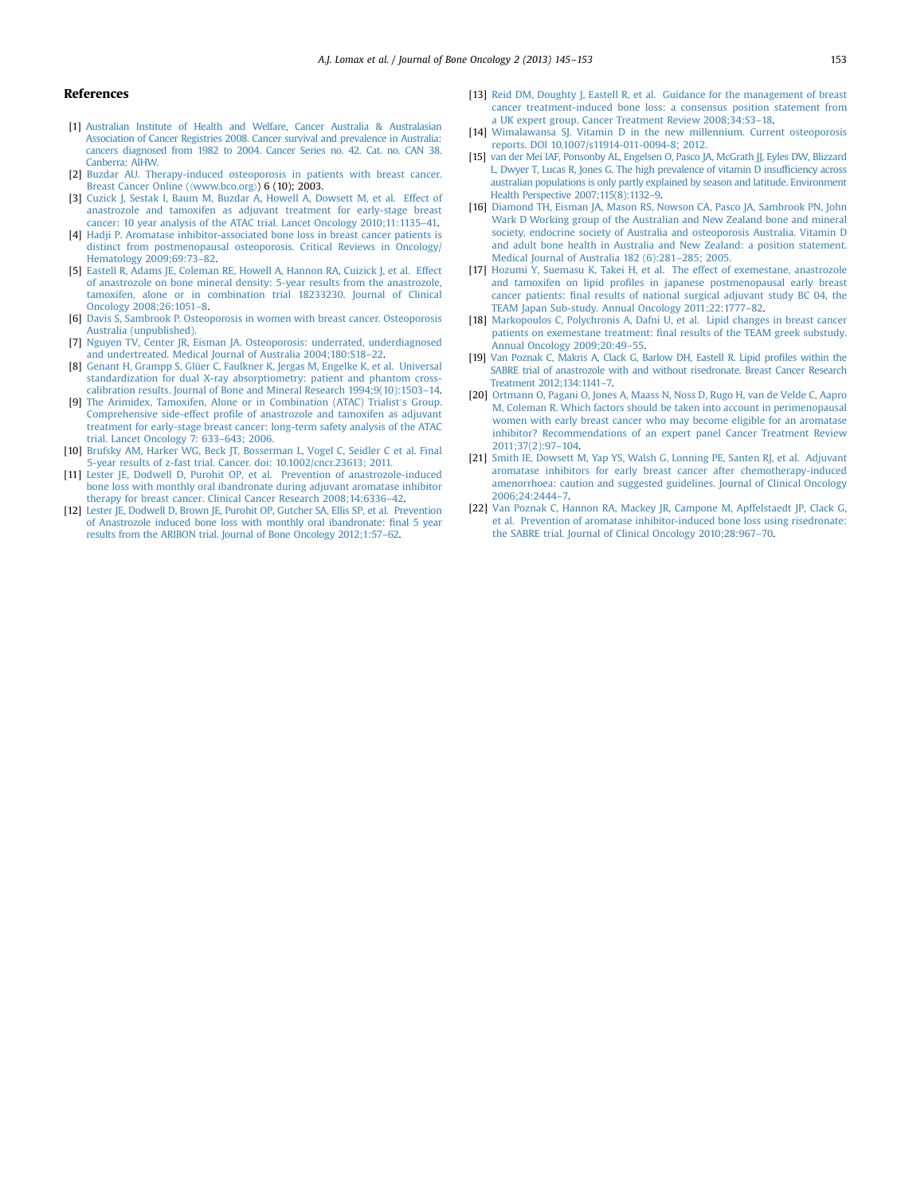## References

[1] Australian Institute of Health and Welfare, Cancer Australia & Australasian Association of Cancer Registries 2008. Cancer survival and prevalence in Australia: cancers diagnosed from 1982 to 2004. Cancer Series no. 42. Cat. no. CAN 38. Canberra: AIHW.

[2] Buzdar AU. Therapy-induced osteoporosis in patients with breast cancer. Breast Cancer Online (⟨www.bco.org⟩) 6 (10); 2003.

[3] Cuzick J, Sestak I, Baum M, Buzdar A, Howell A, Dowsett M, et al. Effect of anastrozole and tamoxifen as adjuvant treatment for early-stage breast cancer: 10 year analysis of the ATAC trial. Lancet Oncology 2010;11:1135–41.

[4] Hadji P. Aromatase inhibitor-associated bone loss in breast cancer patients is distinct from postmenopausal osteoporosis. Critical Reviews in Oncology/Hematology 2009;69:73–82.

[5] Eastell R, Adams JE, Coleman RE, Howell A, Hannon RA, Cuizick J, et al. Effect of anastrozole on bone mineral density: 5-year results from the anastrozole, tamoxifen, alone or in combination trial 18233230. Journal of Clinical Oncology 2008;26:1051–8.

[6] Davis S, Sambrook P. Osteoporosis in women with breast cancer. Osteoporosis Australia (unpublished).

[7] Nguyen TV, Center JR, Eisman JA. Osteoporosis: underrated, underdiagnosed and undertreated. Medical Journal of Australia 2004;180:S18–22.

[8] Genant H, Grampp S, Glüer C, Faulkner K, Jergas M, Engelke K, et al. Universal standardization for dual X-ray absorptiometry: patient and phantom cross-calibration results. Journal of Bone and Mineral Research 1994;9(10):1503–14.

[9] The Arimidex, Tamoxifen, Alone or in Combination (ATAC) Trialist's Group. Comprehensive side-effect profile of anastrozole and tamoxifen as adjuvant treatment for early-stage breast cancer: long-term safety analysis of the ATAC trial. Lancet Oncology 7: 633–643; 2006.

[10] Brufsky AM, Harker WG, Beck JT, Bosserman L, Vogel C, Seidler C et al. Final 5-year results of z-fast trial. Cancer. doi: 10.1002/cncr.23613; 2011.

[11] Lester JE, Dodwell D, Purohit OP, et al. Prevention of anastrozole-induced bone loss with monthly oral ibandronate during adjuvant aromatase inhibitor therapy for breast cancer. Clinical Cancer Research 2008;14:6336–42.

[12] Lester JE, Dodwell D, Brown JE, Purohit OP, Gutcher SA, Ellis SP, et al. Prevention of Anastrozole induced bone loss with monthly oral ibandronate: final 5 year results from the ARIBON trial. Journal of Bone Oncology 2012;1:57–62.

[13] Reid DM, Doughty J, Eastell R, et al. Guidance for the management of breast cancer treatment-induced bone loss: a consensus position statement from a UK expert group. Cancer Treatment Review 2008;34:S3–18.

[14] Wimalawansa SJ. Vitamin D in the new millennium. Current osteoporosis reports. DOI 10.1007/s11914-011-0094-8; 2012.

[15] van der Mei IAF, Ponsonby AL, Engelsen O, Pasco JA, McGrath JJ, Eyles DW, Blizzard L, Dwyer T, Lucas R, Jones G. The high prevalence of vitamin D insufficiency across australian populations is only partly explained by season and latitude. Environment Health Perspective 2007;115(8):1132–9.

[16] Diamond TH, Eisman JA, Mason RS, Nowson CA, Pasco JA, Sambrook PN, John Wark D Working group of the Australian and New Zealand bone and mineral society, endocrine society of Australia and osteoporosis Australia. Vitamin D and adult bone health in Australia and New Zealand: a position statement. Medical Journal of Australia 182 (6):281–285; 2005.

[17] Hozumi Y, Suemasu K, Takei H, et al. The effect of exemestane, anastrozole and tamoxifen on lipid profiles in japanese postmenopausal early breast cancer patients: final results of national surgical adjuvant study BC 04, the TEAM Japan Sub-study. Annual Oncology 2011;22:1777–82.

[18] Markopoulos C, Polychronis A, Dafni U, et al. Lipid changes in breast cancer patients on exemestane treatment: final results of the TEAM greek substudy. Annual Oncology 2009;20:49–55.

[19] Van Poznak C, Makris A, Clack G, Barlow DH, Eastell R. Lipid profiles within the SABRE trial of anastrozole with and without risedronate. Breast Cancer Research Treatment 2012;134:1141–7.

[20] Ortmann O, Pagani O, Jones A, Maass N, Noss D, Rugo H, van de Velde C, Aapro M, Coleman R. Which factors should be taken into account in perimenopausal women with early breast cancer who may become eligible for an aromatase inhibitor? Recommendations of an expert panel Cancer Treatment Review 2011;37(2):97–104.

[21] Smith IE, Dowsett M, Yap YS, Walsh G, Lonning PE, Santen RJ, et al. Adjuvant aromatase inhibitors for early breast cancer after chemotherapy-induced amenorrhoea: caution and suggested guidelines. Journal of Clinical Oncology 2006;24:2444–7.

[22] Van Poznak C, Hannon RA, Mackey JR, Campone M, Apffelstaedt JP, Clack G, et al. Prevention of aromatase inhibitor-induced bone loss using risedronate: the SABRE trial. Journal of Clinical Oncology 2010;28:967–70.